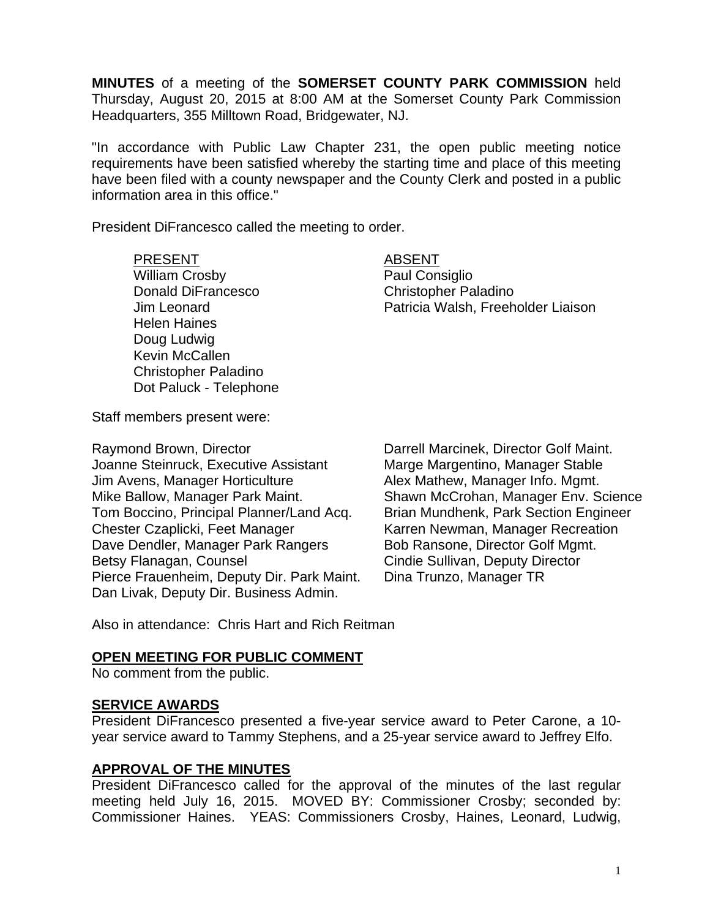**MINUTES** of a meeting of the **SOMERSET COUNTY PARK COMMISSION** held Thursday, August 20, 2015 at 8:00 AM at the Somerset County Park Commission Headquarters, 355 Milltown Road, Bridgewater, NJ.

"In accordance with Public Law Chapter 231, the open public meeting notice requirements have been satisfied whereby the starting time and place of this meeting have been filed with a county newspaper and the County Clerk and posted in a public information area in this office."

President DiFrancesco called the meeting to order.

| PRESENT | ABSENT |
|---|---|
| William Crosby | Paul Consiglio |
| Donald DiFrancesco | Christopher Paladino |
| Jim Leonard | Patricia Walsh, Freeholder Liaison |
| Helen Haines | |
| Doug Ludwig | |
| Kevin McCallen | |
| Christopher Paladino | |
| Dot Paluck - Telephone | |

Staff members present were:

Raymond Brown, Director
Joanne Steinruck, Executive Assistant
Jim Avens, Manager Horticulture
Mike Ballow, Manager Park Maint.
Tom Boccino, Principal Planner/Land Acq.
Chester Czaplicki, Feet Manager
Dave Dendler, Manager Park Rangers
Betsy Flanagan, Counsel
Pierce Frauenheim, Deputy Dir. Park Maint.
Dan Livak, Deputy Dir. Business Admin.
Darrell Marcinek, Director Golf Maint.
Marge Margentino, Manager Stable
Alex Mathew, Manager Info. Mgmt.
Shawn McCrohan, Manager Env. Science
Brian Mundhenk, Park Section Engineer
Karren Newman, Manager Recreation
Bob Ransone, Director Golf Mgmt.
Cindie Sullivan, Deputy Director
Dina Trunzo, Manager TR

Also in attendance: Chris Hart and Rich Reitman

## OPEN MEETING FOR PUBLIC COMMENT

No comment from the public.

## SERVICE AWARDS

President DiFrancesco presented a five-year service award to Peter Carone, a 10-year service award to Tammy Stephens, and a 25-year service award to Jeffrey Elfo.

## APPROVAL OF THE MINUTES

President DiFrancesco called for the approval of the minutes of the last regular meeting held July 16, 2015. MOVED BY: Commissioner Crosby; seconded by: Commissioner Haines. YEAS: Commissioners Crosby, Haines, Leonard, Ludwig,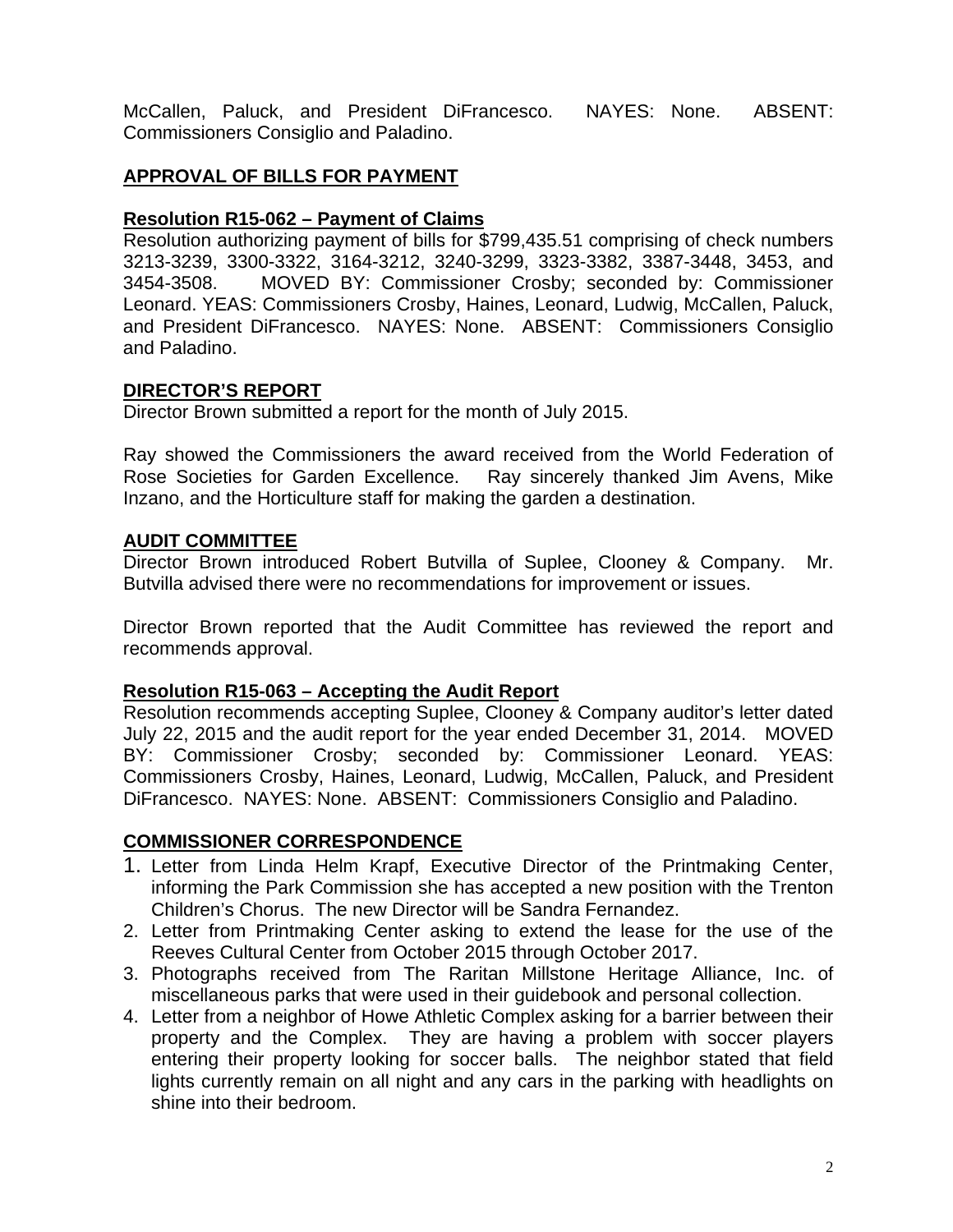McCallen, Paluck, and President DiFrancesco. NAYES: None. ABSENT: Commissioners Consiglio and Paladino.

## APPROVAL OF BILLS FOR PAYMENT

### Resolution R15-062 – Payment of Claims

Resolution authorizing payment of bills for $799,435.51 comprising of check numbers 3213-3239, 3300-3322, 3164-3212, 3240-3299, 3323-3382, 3387-3448, 3453, and 3454-3508. MOVED BY: Commissioner Crosby; seconded by: Commissioner Leonard. YEAS: Commissioners Crosby, Haines, Leonard, Ludwig, McCallen, Paluck, and President DiFrancesco. NAYES: None. ABSENT: Commissioners Consiglio and Paladino.

## DIRECTOR'S REPORT

Director Brown submitted a report for the month of July 2015.

Ray showed the Commissioners the award received from the World Federation of Rose Societies for Garden Excellence. Ray sincerely thanked Jim Avens, Mike Inzano, and the Horticulture staff for making the garden a destination.

## AUDIT COMMITTEE

Director Brown introduced Robert Butvilla of Suplee, Clooney & Company. Mr. Butvilla advised there were no recommendations for improvement or issues.

Director Brown reported that the Audit Committee has reviewed the report and recommends approval.

### Resolution R15-063 – Accepting the Audit Report

Resolution recommends accepting Suplee, Clooney & Company auditor's letter dated July 22, 2015 and the audit report for the year ended December 31, 2014. MOVED BY: Commissioner Crosby; seconded by: Commissioner Leonard. YEAS: Commissioners Crosby, Haines, Leonard, Ludwig, McCallen, Paluck, and President DiFrancesco. NAYES: None. ABSENT: Commissioners Consiglio and Paladino.

## COMMISSIONER CORRESPONDENCE

1. Letter from Linda Helm Krapf, Executive Director of the Printmaking Center, informing the Park Commission she has accepted a new position with the Trenton Children's Chorus. The new Director will be Sandra Fernandez.
2. Letter from Printmaking Center asking to extend the lease for the use of the Reeves Cultural Center from October 2015 through October 2017.
3. Photographs received from The Raritan Millstone Heritage Alliance, Inc. of miscellaneous parks that were used in their guidebook and personal collection.
4. Letter from a neighbor of Howe Athletic Complex asking for a barrier between their property and the Complex. They are having a problem with soccer players entering their property looking for soccer balls. The neighbor stated that field lights currently remain on all night and any cars in the parking with headlights on shine into their bedroom.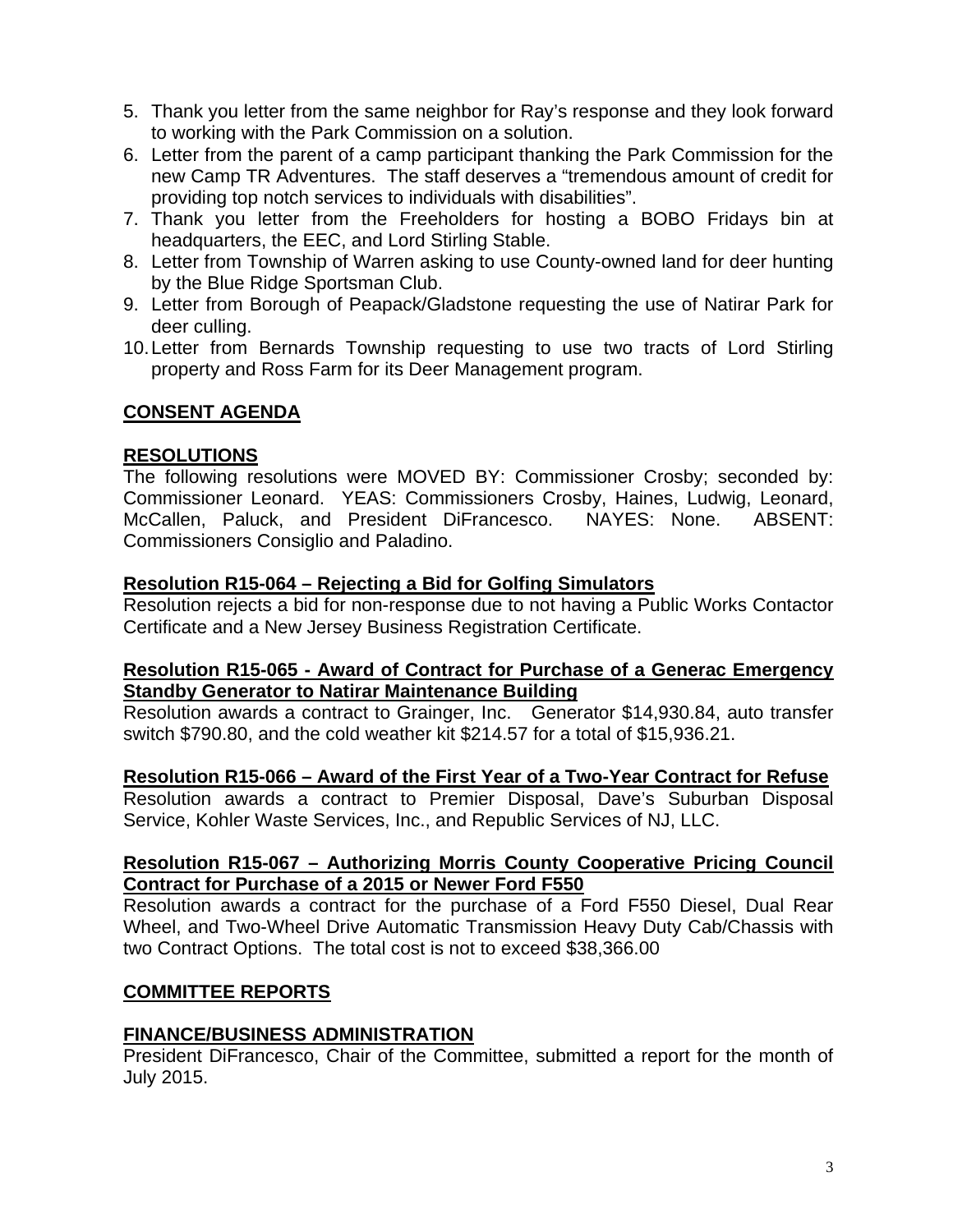5. Thank you letter from the same neighbor for Ray's response and they look forward to working with the Park Commission on a solution.
6. Letter from the parent of a camp participant thanking the Park Commission for the new Camp TR Adventures. The staff deserves a "tremendous amount of credit for providing top notch services to individuals with disabilities".
7. Thank you letter from the Freeholders for hosting a BOBO Fridays bin at headquarters, the EEC, and Lord Stirling Stable.
8. Letter from Township of Warren asking to use County-owned land for deer hunting by the Blue Ridge Sportsman Club.
9. Letter from Borough of Peapack/Gladstone requesting the use of Natirar Park for deer culling.
10. Letter from Bernards Township requesting to use two tracts of Lord Stirling property and Ross Farm for its Deer Management program.

## CONSENT AGENDA

## RESOLUTIONS

The following resolutions were MOVED BY: Commissioner Crosby; seconded by: Commissioner Leonard. YEAS: Commissioners Crosby, Haines, Ludwig, Leonard, McCallen, Paluck, and President DiFrancesco. NAYES: None. ABSENT: Commissioners Consiglio and Paladino.

### Resolution R15-064 – Rejecting a Bid for Golfing Simulators

Resolution rejects a bid for non-response due to not having a Public Works Contactor Certificate and a New Jersey Business Registration Certificate.

### Resolution R15-065 - Award of Contract for Purchase of a Generac Emergency Standby Generator to Natirar Maintenance Building

Resolution awards a contract to Grainger, Inc. Generator $14,930.84, auto transfer switch $790.80, and the cold weather kit $214.57 for a total of $15,936.21.

### Resolution R15-066 – Award of the First Year of a Two-Year Contract for Refuse

Resolution awards a contract to Premier Disposal, Dave's Suburban Disposal Service, Kohler Waste Services, Inc., and Republic Services of NJ, LLC.

### Resolution R15-067 – Authorizing Morris County Cooperative Pricing Council Contract for Purchase of a 2015 or Newer Ford F550

Resolution awards a contract for the purchase of a Ford F550 Diesel, Dual Rear Wheel, and Two-Wheel Drive Automatic Transmission Heavy Duty Cab/Chassis with two Contract Options. The total cost is not to exceed $38,366.00

## COMMITTEE REPORTS

## FINANCE/BUSINESS ADMINISTRATION

President DiFrancesco, Chair of the Committee, submitted a report for the month of July 2015.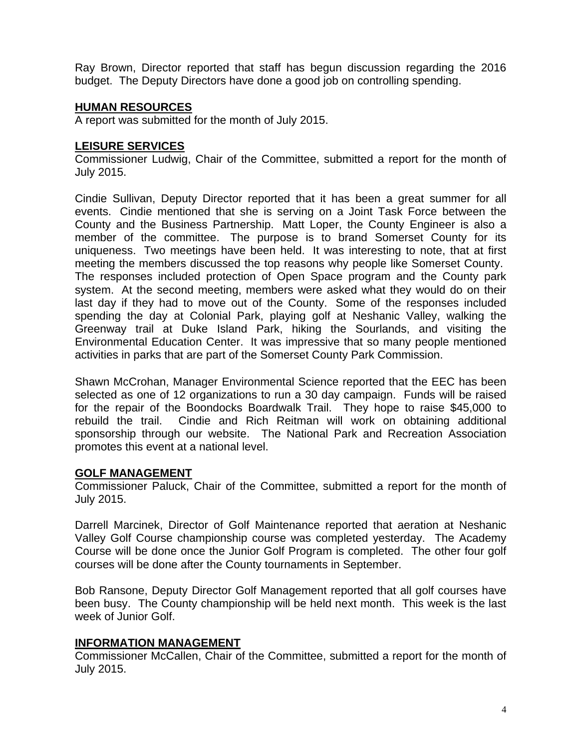Ray Brown, Director reported that staff has begun discussion regarding the 2016 budget. The Deputy Directors have done a good job on controlling spending.

## HUMAN RESOURCES

A report was submitted for the month of July 2015.

## LEISURE SERVICES

Commissioner Ludwig, Chair of the Committee, submitted a report for the month of July 2015.

Cindie Sullivan, Deputy Director reported that it has been a great summer for all events. Cindie mentioned that she is serving on a Joint Task Force between the County and the Business Partnership. Matt Loper, the County Engineer is also a member of the committee. The purpose is to brand Somerset County for its uniqueness. Two meetings have been held. It was interesting to note, that at first meeting the members discussed the top reasons why people like Somerset County. The responses included protection of Open Space program and the County park system. At the second meeting, members were asked what they would do on their last day if they had to move out of the County. Some of the responses included spending the day at Colonial Park, playing golf at Neshanic Valley, walking the Greenway trail at Duke Island Park, hiking the Sourlands, and visiting the Environmental Education Center. It was impressive that so many people mentioned activities in parks that are part of the Somerset County Park Commission.

Shawn McCrohan, Manager Environmental Science reported that the EEC has been selected as one of 12 organizations to run a 30 day campaign. Funds will be raised for the repair of the Boondocks Boardwalk Trail. They hope to raise $45,000 to rebuild the trail. Cindie and Rich Reitman will work on obtaining additional sponsorship through our website. The National Park and Recreation Association promotes this event at a national level.

## GOLF MANAGEMENT

Commissioner Paluck, Chair of the Committee, submitted a report for the month of July 2015.

Darrell Marcinek, Director of Golf Maintenance reported that aeration at Neshanic Valley Golf Course championship course was completed yesterday. The Academy Course will be done once the Junior Golf Program is completed. The other four golf courses will be done after the County tournaments in September.

Bob Ransone, Deputy Director Golf Management reported that all golf courses have been busy. The County championship will be held next month. This week is the last week of Junior Golf.

## INFORMATION MANAGEMENT

Commissioner McCallen, Chair of the Committee, submitted a report for the month of July 2015.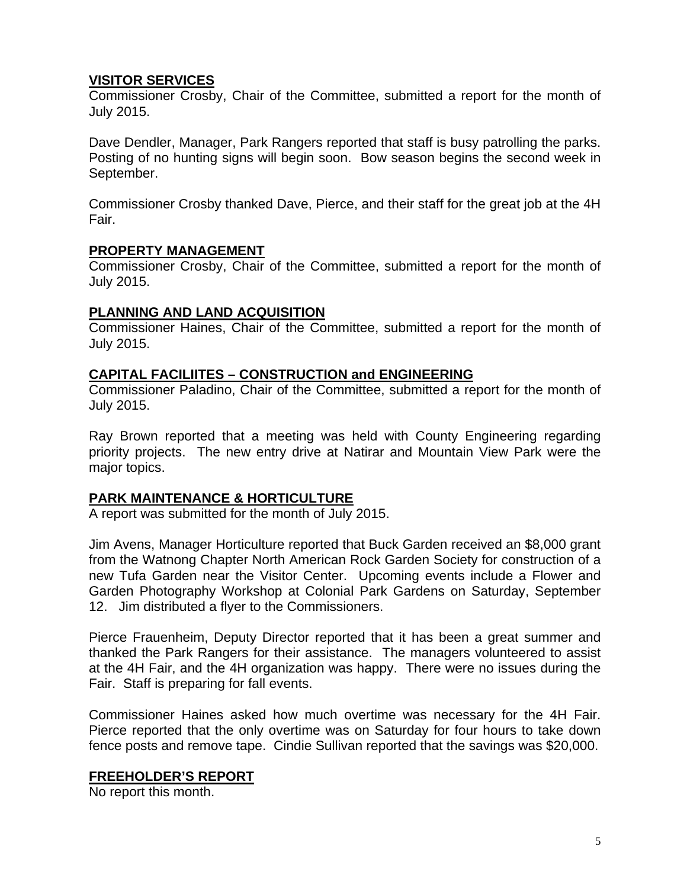**VISITOR SERVICES**
Commissioner Crosby, Chair of the Committee, submitted a report for the month of July 2015.

Dave Dendler, Manager, Park Rangers reported that staff is busy patrolling the parks. Posting of no hunting signs will begin soon. Bow season begins the second week in September.

Commissioner Crosby thanked Dave, Pierce, and their staff for the great job at the 4H Fair.

**PROPERTY MANAGEMENT**
Commissioner Crosby, Chair of the Committee, submitted a report for the month of July 2015.

**PLANNING AND LAND ACQUISITION**
Commissioner Haines, Chair of the Committee, submitted a report for the month of July 2015.

**CAPITAL FACILIITES – CONSTRUCTION and ENGINEERING**
Commissioner Paladino, Chair of the Committee, submitted a report for the month of July 2015.

Ray Brown reported that a meeting was held with County Engineering regarding priority projects. The new entry drive at Natirar and Mountain View Park were the major topics.

**PARK MAINTENANCE & HORTICULTURE**
A report was submitted for the month of July 2015.

Jim Avens, Manager Horticulture reported that Buck Garden received an $8,000 grant from the Watnong Chapter North American Rock Garden Society for construction of a new Tufa Garden near the Visitor Center. Upcoming events include a Flower and Garden Photography Workshop at Colonial Park Gardens on Saturday, September 12. Jim distributed a flyer to the Commissioners.

Pierce Frauenheim, Deputy Director reported that it has been a great summer and thanked the Park Rangers for their assistance. The managers volunteered to assist at the 4H Fair, and the 4H organization was happy. There were no issues during the Fair. Staff is preparing for fall events.

Commissioner Haines asked how much overtime was necessary for the 4H Fair. Pierce reported that the only overtime was on Saturday for four hours to take down fence posts and remove tape. Cindie Sullivan reported that the savings was $20,000.

**FREEHOLDER'S REPORT**
No report this month.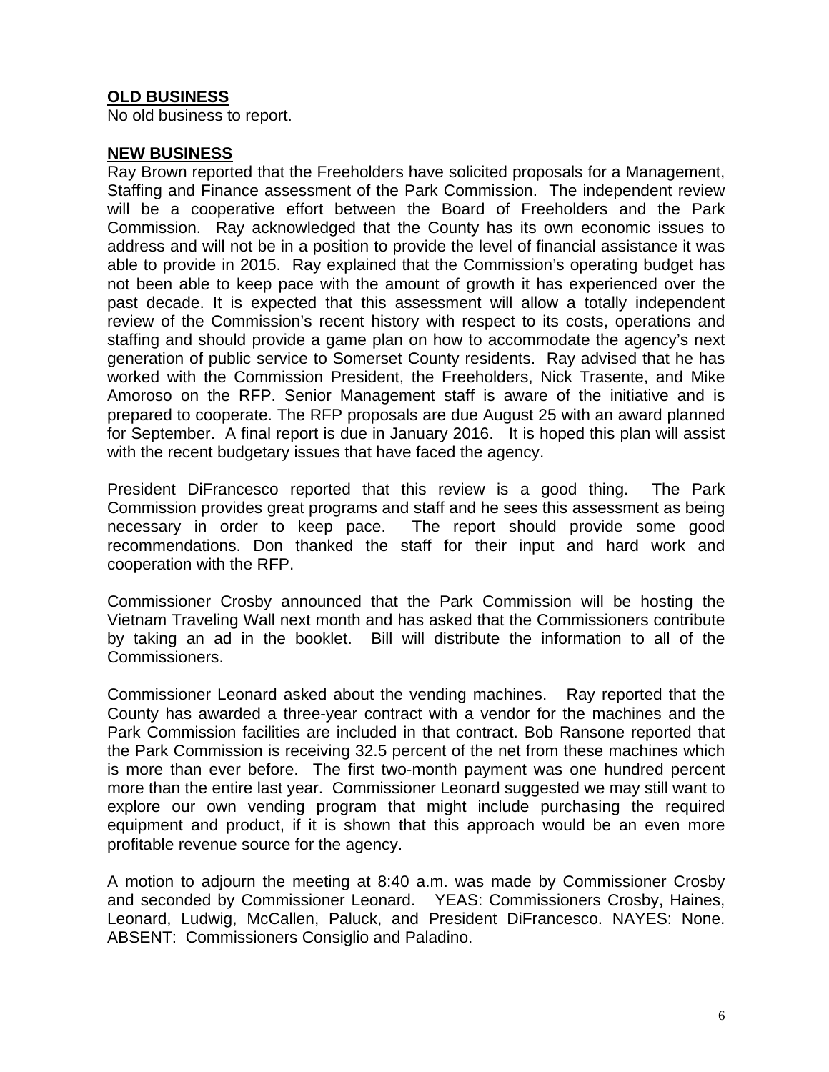**OLD BUSINESS**

No old business to report.

**NEW BUSINESS**

Ray Brown reported that the Freeholders have solicited proposals for a Management, Staffing and Finance assessment of the Park Commission. The independent review will be a cooperative effort between the Board of Freeholders and the Park Commission. Ray acknowledged that the County has its own economic issues to address and will not be in a position to provide the level of financial assistance it was able to provide in 2015. Ray explained that the Commission's operating budget has not been able to keep pace with the amount of growth it has experienced over the past decade. It is expected that this assessment will allow a totally independent review of the Commission's recent history with respect to its costs, operations and staffing and should provide a game plan on how to accommodate the agency's next generation of public service to Somerset County residents. Ray advised that he has worked with the Commission President, the Freeholders, Nick Trasente, and Mike Amoroso on the RFP. Senior Management staff is aware of the initiative and is prepared to cooperate. The RFP proposals are due August 25 with an award planned for September. A final report is due in January 2016. It is hoped this plan will assist with the recent budgetary issues that have faced the agency.

President DiFrancesco reported that this review is a good thing. The Park Commission provides great programs and staff and he sees this assessment as being necessary in order to keep pace. The report should provide some good recommendations. Don thanked the staff for their input and hard work and cooperation with the RFP.

Commissioner Crosby announced that the Park Commission will be hosting the Vietnam Traveling Wall next month and has asked that the Commissioners contribute by taking an ad in the booklet. Bill will distribute the information to all of the Commissioners.

Commissioner Leonard asked about the vending machines. Ray reported that the County has awarded a three-year contract with a vendor for the machines and the Park Commission facilities are included in that contract. Bob Ransone reported that the Park Commission is receiving 32.5 percent of the net from these machines which is more than ever before. The first two-month payment was one hundred percent more than the entire last year. Commissioner Leonard suggested we may still want to explore our own vending program that might include purchasing the required equipment and product, if it is shown that this approach would be an even more profitable revenue source for the agency.

A motion to adjourn the meeting at 8:40 a.m. was made by Commissioner Crosby and seconded by Commissioner Leonard. YEAS: Commissioners Crosby, Haines, Leonard, Ludwig, McCallen, Paluck, and President DiFrancesco. NAYES: None. ABSENT: Commissioners Consiglio and Paladino.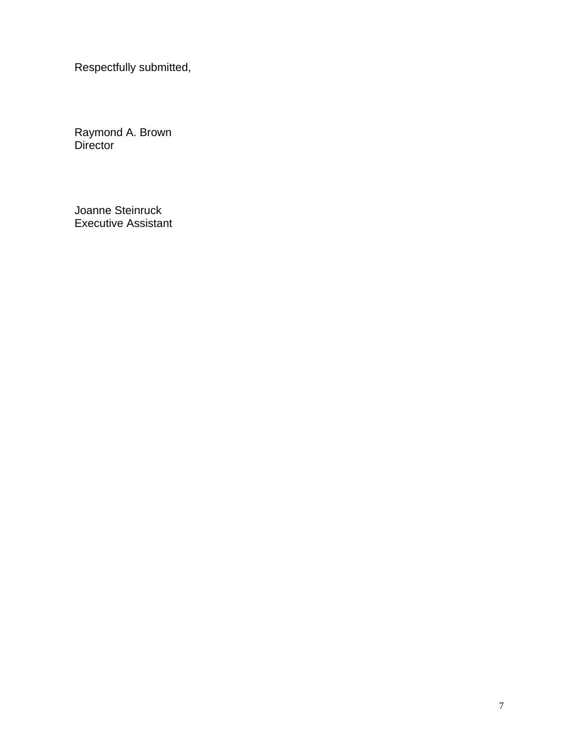Respectfully submitted,

Raymond A. Brown
Director

Joanne Steinruck
Executive Assistant